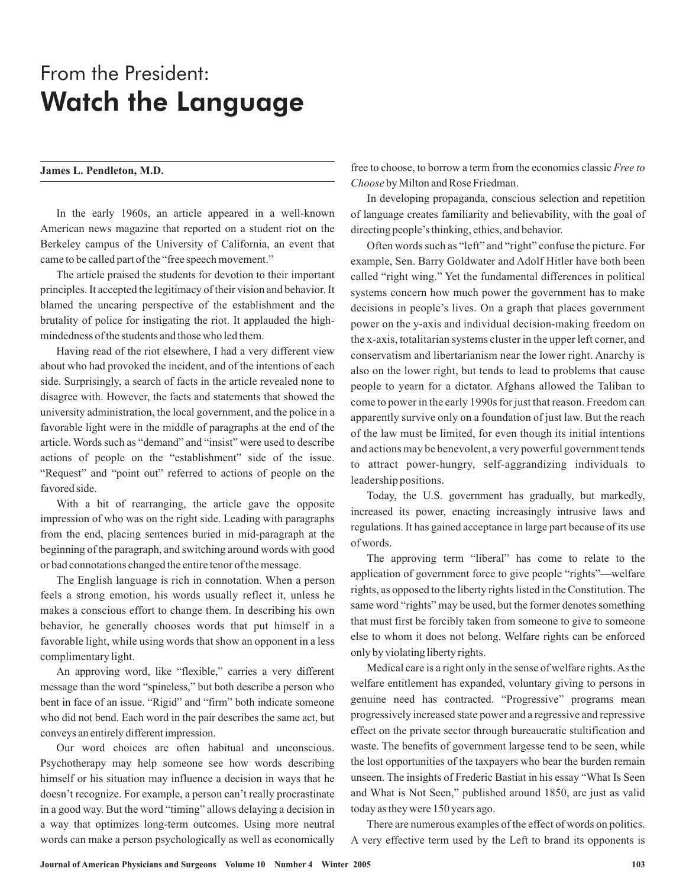# From the President:
# Watch the Language

**James L. Pendleton, M.D.**

In the early 1960s, an article appeared in a well-known American news magazine that reported on a student riot on the Berkeley campus of the University of California, an event that came to be called part of the "free speech movement."

The article praised the students for devotion to their important principles. It accepted the legitimacy of their vision and behavior. It blamed the uncaring perspective of the establishment and the brutality of police for instigating the riot. It applauded the high-mindedness of the students and those who led them.

Having read of the riot elsewhere, I had a very different view about who had provoked the incident, and of the intentions of each side. Surprisingly, a search of facts in the article revealed none to disagree with. However, the facts and statements that showed the university administration, the local government, and the police in a favorable light were in the middle of paragraphs at the end of the article. Words such as "demand" and "insist" were used to describe actions of people on the "establishment" side of the issue. "Request" and "point out" referred to actions of people on the favored side.

With a bit of rearranging, the article gave the opposite impression of who was on the right side. Leading with paragraphs from the end, placing sentences buried in mid-paragraph at the beginning of the paragraph, and switching around words with good or bad connotations changed the entire tenor of the message.

The English language is rich in connotation. When a person feels a strong emotion, his words usually reflect it, unless he makes a conscious effort to change them. In describing his own behavior, he generally chooses words that put himself in a favorable light, while using words that show an opponent in a less complimentary light.

An approving word, like "flexible," carries a very different message than the word "spineless," but both describe a person who bent in face of an issue. "Rigid" and "firm" both indicate someone who did not bend. Each word in the pair describes the same act, but conveys an entirely different impression.

Our word choices are often habitual and unconscious. Psychotherapy may help someone see how words describing himself or his situation may influence a decision in ways that he doesn't recognize. For example, a person can't really procrastinate in a good way. But the word "timing" allows delaying a decision in a way that optimizes long-term outcomes. Using more neutral words can make a person psychologically as well as economically free to choose, to borrow a term from the economics classic *Free to Choose* by Milton and Rose Friedman.

In developing propaganda, conscious selection and repetition of language creates familiarity and believability, with the goal of directing people's thinking, ethics, and behavior.

Often words such as "left" and "right" confuse the picture. For example, Sen. Barry Goldwater and Adolf Hitler have both been called "right wing." Yet the fundamental differences in political systems concern how much power the government has to make decisions in people's lives. On a graph that places government power on the y-axis and individual decision-making freedom on the x-axis, totalitarian systems cluster in the upper left corner, and conservatism and libertarianism near the lower right. Anarchy is also on the lower right, but tends to lead to problems that cause people to yearn for a dictator. Afghans allowed the Taliban to come to power in the early 1990s for just that reason. Freedom can apparently survive only on a foundation of just law. But the reach of the law must be limited, for even though its initial intentions and actions may be benevolent, a very powerful government tends to attract power-hungry, self-aggrandizing individuals to leadership positions.

Today, the U.S. government has gradually, but markedly, increased its power, enacting increasingly intrusive laws and regulations. It has gained acceptance in large part because of its use of words.

The approving term "liberal" has come to relate to the application of government force to give people "rights"—welfare rights, as opposed to the liberty rights listed in the Constitution. The same word "rights" may be used, but the former denotes something that must first be forcibly taken from someone to give to someone else to whom it does not belong. Welfare rights can be enforced only by violating liberty rights.

Medical care is a right only in the sense of welfare rights. As the welfare entitlement has expanded, voluntary giving to persons in genuine need has contracted. "Progressive" programs mean progressively increased state power and a regressive and repressive effect on the private sector through bureaucratic stultification and waste. The benefits of government largesse tend to be seen, while the lost opportunities of the taxpayers who bear the burden remain unseen. The insights of Frederic Bastiat in his essay "What Is Seen and What is Not Seen," published around 1850, are just as valid today as they were 150 years ago.

There are numerous examples of the effect of words on politics. A very effective term used by the Left to brand its opponents is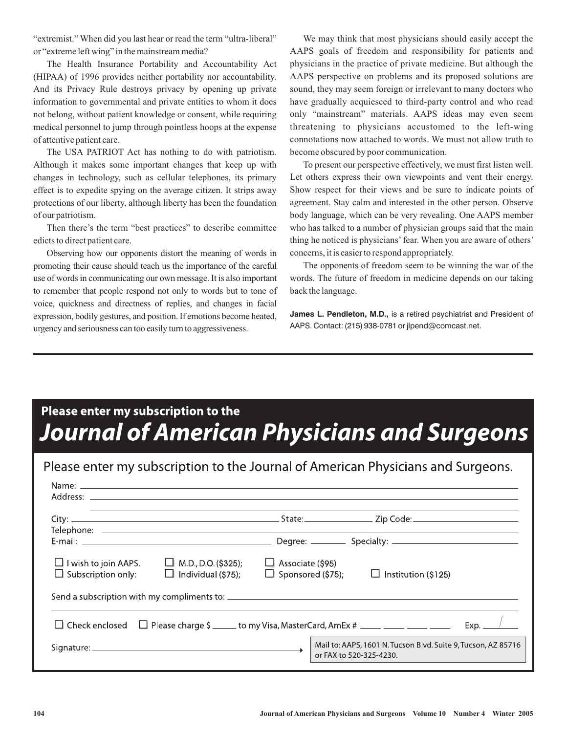"extremist." When did you last hear or read the term "ultra-liberal" or "extreme left wing" in the mainstream media?

The Health Insurance Portability and Accountability Act (HIPAA) of 1996 provides neither portability nor accountability. And its Privacy Rule destroys privacy by opening up private information to governmental and private entities to whom it does not belong, without patient knowledge or consent, while requiring medical personnel to jump through pointless hoops at the expense of attentive patient care.

The USA PATRIOT Act has nothing to do with patriotism. Although it makes some important changes that keep up with changes in technology, such as cellular telephones, its primary effect is to expedite spying on the average citizen. It strips away protections of our liberty, although liberty has been the foundation of our patriotism.

Then there's the term "best practices" to describe committee edicts to direct patient care.

Observing how our opponents distort the meaning of words in promoting their cause should teach us the importance of the careful use of words in communicating our own message. It is also important to remember that people respond not only to words but to tone of voice, quickness and directness of replies, and changes in facial expression, bodily gestures, and position. If emotions become heated, urgency and seriousness can too easily turn to aggressiveness.

We may think that most physicians should easily accept the AAPS goals of freedom and responsibility for patients and physicians in the practice of private medicine. But although the AAPS perspective on problems and its proposed solutions are sound, they may seem foreign or irrelevant to many doctors who have gradually acquiesced to third-party control and who read only "mainstream" materials. AAPS ideas may even seem threatening to physicians accustomed to the left-wing connotations now attached to words. We must not allow truth to become obscured by poor communication.

To present our perspective effectively, we must first listen well. Let others express their own viewpoints and vent their energy. Show respect for their views and be sure to indicate points of agreement. Stay calm and interested in the other person. Observe body language, which can be very revealing. One AAPS member who has talked to a number of physician groups said that the main thing he noticed is physicians' fear. When you are aware of others' concerns, it is easier to respond appropriately.

The opponents of freedom seem to be winning the war of the words. The future of freedom in medicine depends on our taking back the language.

**James L. Pendleton, M.D.,** is a retired psychiatrist and President of AAPS. Contact: (215) 938-0781 or jlpend@comcast.net.

---

**Please enter my subscription to the**

## *Journal of American Physicians and Surgeons*

Please enter my subscription to the Journal of American Physicians and Surgeons.

Name: ______________________________

Address: ______________________________

City: ______________ State: __________ Zip Code: ______________

Telephone: ______________________________

E-mail: ______________ Degree: ______ Specialty: ______________

☐ I wish to join AAPS. ☐ M.D., D.O. ($325); ☐ Associate ($95)

☐ Subscription only: ☐ Individual ($75); ☐ Sponsored ($75); ☐ Institution ($125)

Send a subscription with my compliments to: ______________________________

☐ Check enclosed ☐ Please charge $ _____ to my Visa, MasterCard, AmEx # ____ ____ ____ ____ Exp. ___/___

Signature: ______________________________

Mail to: AAPS, 1601 N. Tucson Blvd. Suite 9, Tucson, AZ 85716 or FAX to 520-325-4230.